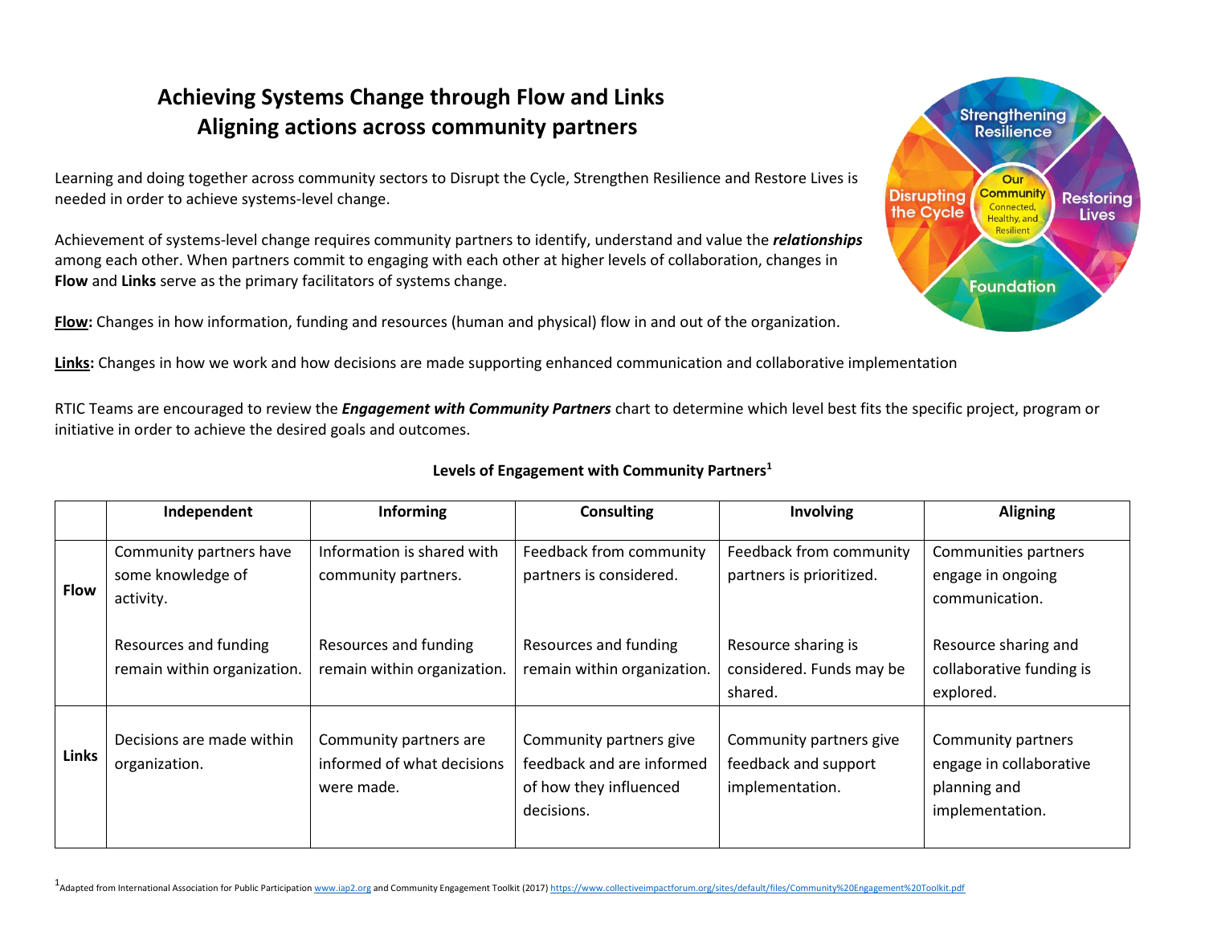# Achieving Systems Change through Flow and Links
## Aligning actions across community partners

Learning and doing together across community sectors to Disrupt the Cycle, Strengthen Resilience and Restore Lives is needed in order to achieve systems-level change.

Achievement of systems-level change requires community partners to identify, understand and value the ***relationships*** among each other. When partners commit to engaging with each other at higher levels of collaboration, changes in **Flow** and **Links** serve as the primary facilitators of systems change.

**Flow:** Changes in how information, funding and resources (human and physical) flow in and out of the organization.

**Links:** Changes in how we work and how decisions are made supporting enhanced communication and collaborative implementation

RTIC Teams are encouraged to review the ***Engagement with Community Partners*** chart to determine which level best fits the specific project, program or initiative in order to achieve the desired goals and outcomes.

**Levels of Engagement with Community Partners[1]**

| | Independent | Informing | Consulting | Involving | Aligning |
|---|---|---|---|---|---|
| **Flow** | Community partners have some knowledge of activity.<br><br>Resources and funding remain within organization. | Information is shared with community partners.<br><br>Resources and funding remain within organization. | Feedback from community partners is considered.<br><br>Resources and funding remain within organization. | Feedback from community partners is prioritized.<br><br>Resource sharing is considered. Funds may be shared. | Communities partners engage in ongoing communication.<br><br>Resource sharing and collaborative funding is explored. |
| **Links** | Decisions are made within organization. | Community partners are informed of what decisions were made. | Community partners give feedback and are informed of how they influenced decisions. | Community partners give feedback and support implementation. | Community partners engage in collaborative planning and implementation. |

[1] Adapted from International Association for Public Participation www.iap2.org and Community Engagement Toolkit (2017) https://www.collectiveimpactforum.org/sites/default/files/Community%20Engagement%20Toolkit.pdf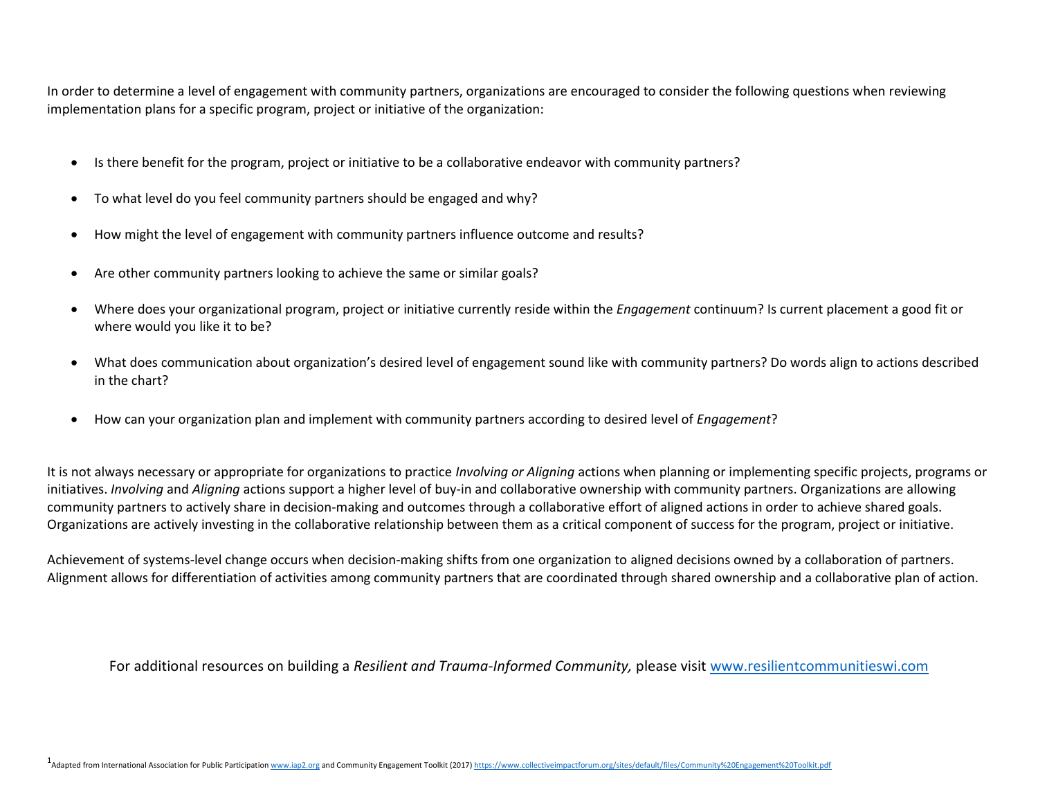In order to determine a level of engagement with community partners, organizations are encouraged to consider the following questions when reviewing implementation plans for a specific program, project or initiative of the organization:

- Is there benefit for the program, project or initiative to be a collaborative endeavor with community partners?
- To what level do you feel community partners should be engaged and why?
- How might the level of engagement with community partners influence outcome and results?
- Are other community partners looking to achieve the same or similar goals?
- Where does your organizational program, project or initiative currently reside within the *Engagement* continuum? Is current placement a good fit or where would you like it to be?
- What does communication about organization's desired level of engagement sound like with community partners? Do words align to actions described in the chart?
- How can your organization plan and implement with community partners according to desired level of *Engagement*?

It is not always necessary or appropriate for organizations to practice *Involving or Aligning* actions when planning or implementing specific projects, programs or initiatives. *Involving* and *Aligning* actions support a higher level of buy-in and collaborative ownership with community partners. Organizations are allowing community partners to actively share in decision-making and outcomes through a collaborative effort of aligned actions in order to achieve shared goals. Organizations are actively investing in the collaborative relationship between them as a critical component of success for the program, project or initiative.

Achievement of systems-level change occurs when decision-making shifts from one organization to aligned decisions owned by a collaboration of partners. Alignment allows for differentiation of activities among community partners that are coordinated through shared ownership and a collaborative plan of action.

For additional resources on building a *Resilient and Trauma-Informed Community,* please visit www.resilientcommunitieswi.com

[1] Adapted from International Association for Public Participation www.iap2.org and Community Engagement Toolkit (2017) https://www.collectiveimpactforum.org/sites/default/files/Community%20Engagement%20Toolkit.pdf